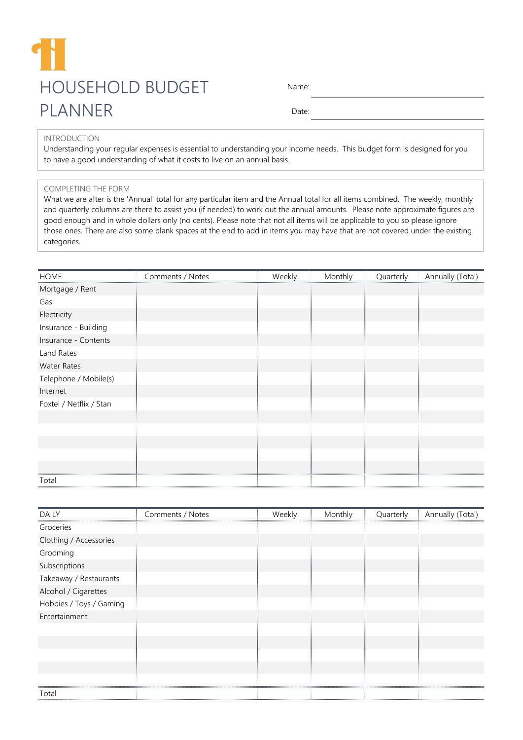# HOUSEHOLD BUDGET PLANNER

Name: 

Date: 

## INTRODUCTION

Understanding your regular expenses is essential to understanding your income needs. This budget form is designed for you to have a good understanding of what it costs to live on an annual basis.

## COMPLETING THE FORM

What we are after is the 'Annual' total for any particular item and the Annual total for all items combined. The weekly, monthly and quarterly columns are there to assist you (if needed) to work out the annual amounts. Please note approximate figures are good enough and in whole dollars only (no cents). Please note that not all items will be applicable to you so please ignore those ones. There are also some blank spaces at the end to add in items you may have that are not covered under the existing categories.

| HOME | Comments / Notes | Weekly | Monthly | Quarterly | Annually (Total) |
|---|---|---|---|---|---|
| Mortgage / Rent | | | | | |
| Gas | | | | | |
| Electricity | | | | | |
| Insurance - Building | | | | | |
| Insurance - Contents | | | | | |
| Land Rates | | | | | |
| Water Rates | | | | | |
| Telephone / Mobile(s) | | | | | |
| Internet | | | | | |
| Foxtel / Netflix / Stan | | | | | |
| | | | | | |
| | | | | | |
| | | | | | |
| | | | | | |
| | | | | | |
| Total | | | | | |

| DAILY | Comments / Notes | Weekly | Monthly | Quarterly | Annually (Total) |
|---|---|---|---|---|---|
| Groceries | | | | | |
| Clothing / Accessories | | | | | |
| Grooming | | | | | |
| Subscriptions | | | | | |
| Takeaway / Restaurants | | | | | |
| Alcohol / Cigarettes | | | | | |
| Hobbies / Toys / Gaming | | | | | |
| Entertainment | | | | | |
| | | | | | |
| | | | | | |
| | | | | | |
| | | | | | |
| | | | | | |
| Total | | | | | |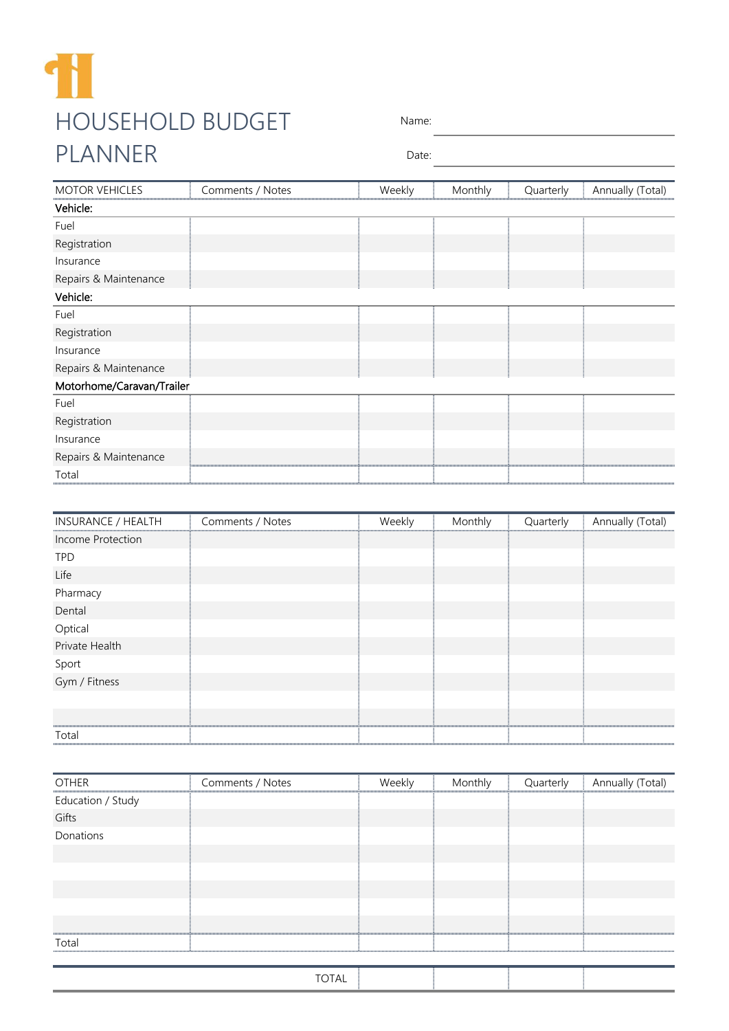# HOUSEHOLD BUDGET PLANNER

Name:

Date:

| MOTOR VEHICLES | Comments / Notes | Weekly | Monthly | Quarterly | Annually (Total) |
|---|---|---|---|---|---|
| **Vehicle:** | | | | | |
| Fuel | | | | | |
| Registration | | | | | |
| Insurance | | | | | |
| Repairs & Maintenance | | | | | |
| **Vehicle:** | | | | | |
| Fuel | | | | | |
| Registration | | | | | |
| Insurance | | | | | |
| Repairs & Maintenance | | | | | |
| **Motorhome/Caravan/Trailer** | | | | | |
| Fuel | | | | | |
| Registration | | | | | |
| Insurance | | | | | |
| Repairs & Maintenance | | | | | |
| Total | | | | | |

| INSURANCE / HEALTH | Comments / Notes | Weekly | Monthly | Quarterly | Annually (Total) |
|---|---|---|---|---|---|
| Income Protection | | | | | |
| TPD | | | | | |
| Life | | | | | |
| Pharmacy | | | | | |
| Dental | | | | | |
| Optical | | | | | |
| Private Health | | | | | |
| Sport | | | | | |
| Gym / Fitness | | | | | |
| | | | | | |
| | | | | | |
| Total | | | | | |

| OTHER | Comments / Notes | Weekly | Monthly | Quarterly | Annually (Total) |
|---|---|---|---|---|---|
| Education / Study | | | | | |
| Gifts | | | | | |
| Donations | | | | | |
| | | | | | |
| | | | | | |
| | | | | | |
| | | | | | |
| | | | | | |
| Total | | | | | |

| | | | | |
|---|---|---|---|---|
| TOTAL | | | | |